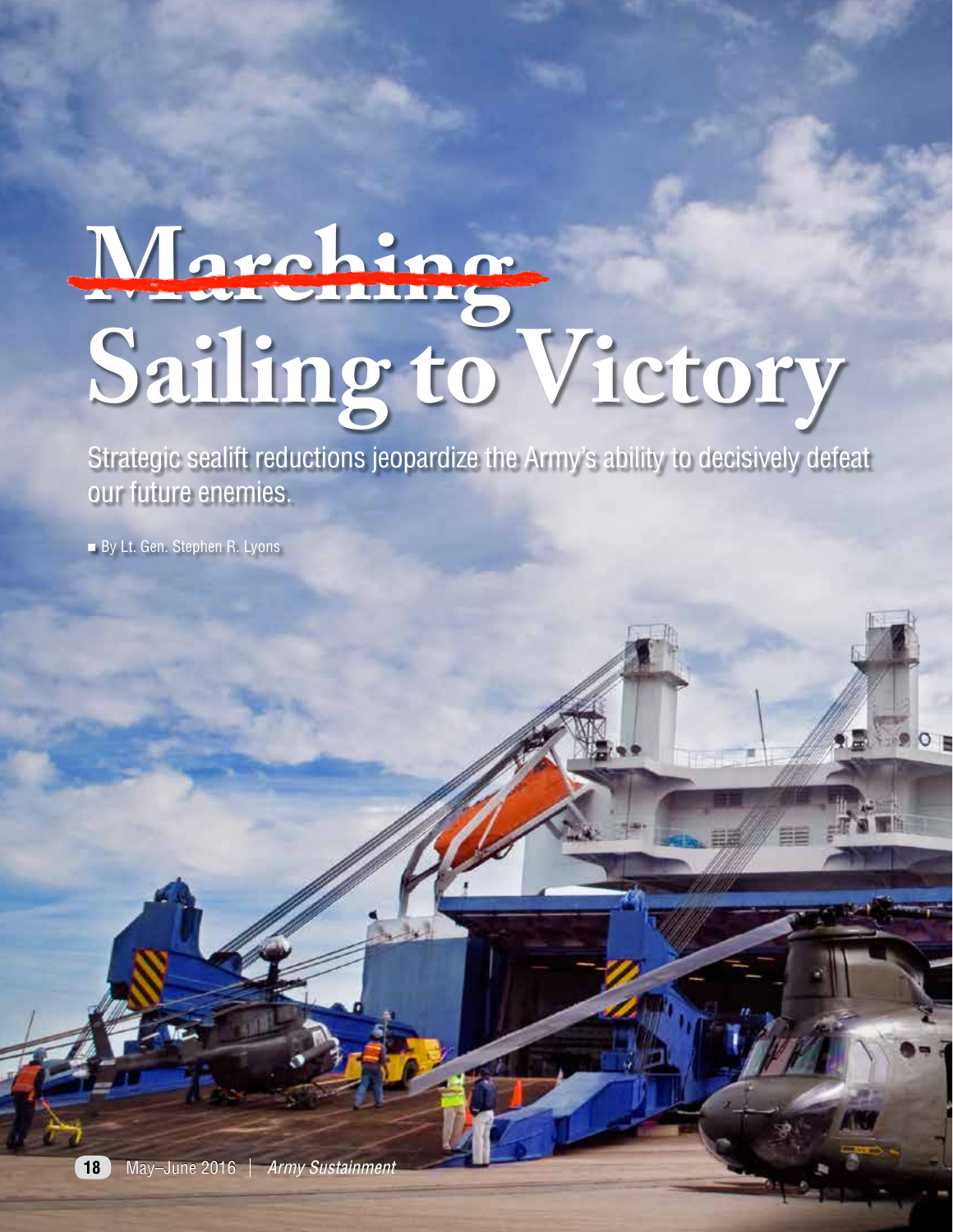# ~~Marching~~ Sailing to Victory

Strategic sealift reductions jeopardize the Army's ability to decisively defeat our future enemies.

■ By Lt. Gen. Stephen R. Lyons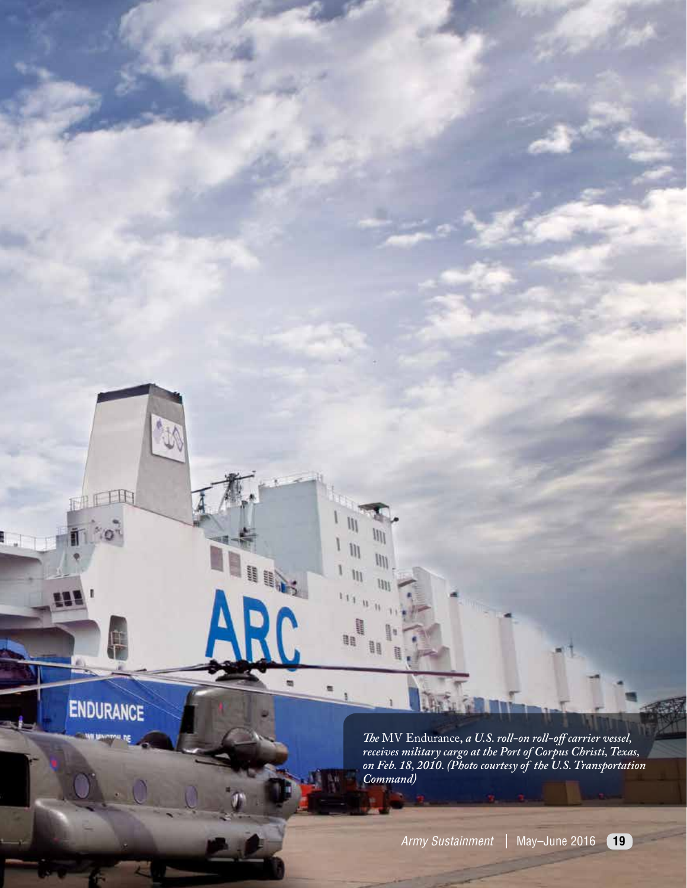*The* MV Endurance, *a U.S. roll-on roll-off carrier vessel, receives military cargo at the Port of Corpus Christi, Texas, on Feb. 18, 2010. (Photo courtesy of the U.S. Transportation Command)*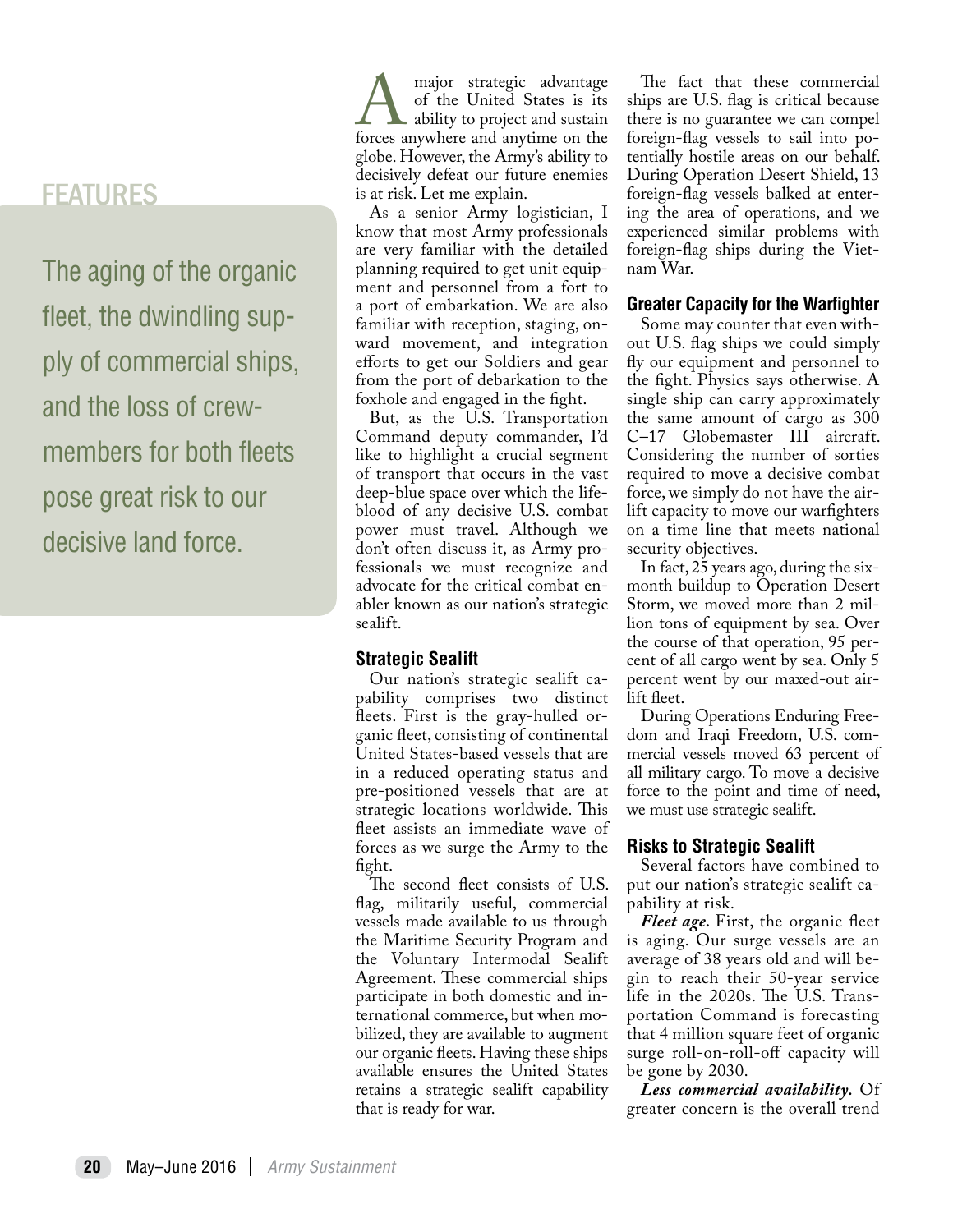FEATURES

The aging of the organic fleet, the dwindling supply of commercial ships, and the loss of crewmembers for both fleets pose great risk to our decisive land force.

A major strategic advantage of the United States is its ability to project and sustain forces anywhere and anytime on the globe. However, the Army's ability to decisively defeat our future enemies is at risk. Let me explain.

As a senior Army logistician, I know that most Army professionals are very familiar with the detailed planning required to get unit equipment and personnel from a fort to a port of embarkation. We are also familiar with reception, staging, onward movement, and integration efforts to get our Soldiers and gear from the port of debarkation to the foxhole and engaged in the fight.

But, as the U.S. Transportation Command deputy commander, I'd like to highlight a crucial segment of transport that occurs in the vast deep-blue space over which the lifeblood of any decisive U.S. combat power must travel. Although we don't often discuss it, as Army professionals we must recognize and advocate for the critical combat enabler known as our nation's strategic sealift.

## Strategic Sealift

Our nation's strategic sealift capability comprises two distinct fleets. First is the gray-hulled organic fleet, consisting of continental United States-based vessels that are in a reduced operating status and pre-positioned vessels that are at strategic locations worldwide. This fleet assists an immediate wave of forces as we surge the Army to the fight.

The second fleet consists of U.S. flag, militarily useful, commercial vessels made available to us through the Maritime Security Program and the Voluntary Intermodal Sealift Agreement. These commercial ships participate in both domestic and international commerce, but when mobilized, they are available to augment our organic fleets. Having these ships available ensures the United States retains a strategic sealift capability that is ready for war.

The fact that these commercial ships are U.S. flag is critical because there is no guarantee we can compel foreign-flag vessels to sail into potentially hostile areas on our behalf. During Operation Desert Shield, 13 foreign-flag vessels balked at entering the area of operations, and we experienced similar problems with foreign-flag ships during the Vietnam War.

## Greater Capacity for the Warfighter

Some may counter that even without U.S. flag ships we could simply fly our equipment and personnel to the fight. Physics says otherwise. A single ship can carry approximately the same amount of cargo as 300 C–17 Globemaster III aircraft. Considering the number of sorties required to move a decisive combat force, we simply do not have the airlift capacity to move our warfighters on a time line that meets national security objectives.

In fact, 25 years ago, during the six-month buildup to Operation Desert Storm, we moved more than 2 million tons of equipment by sea. Over the course of that operation, 95 percent of all cargo went by sea. Only 5 percent went by our maxed-out airlift fleet.

During Operations Enduring Freedom and Iraqi Freedom, U.S. commercial vessels moved 63 percent of all military cargo. To move a decisive force to the point and time of need, we must use strategic sealift.

## Risks to Strategic Sealift

Several factors have combined to put our nation's strategic sealift capability at risk.

***Fleet age.*** First, the organic fleet is aging. Our surge vessels are an average of 38 years old and will begin to reach their 50-year service life in the 2020s. The U.S. Transportation Command is forecasting that 4 million square feet of organic surge roll-on-roll-off capacity will be gone by 2030.

***Less commercial availability.*** Of greater concern is the overall trend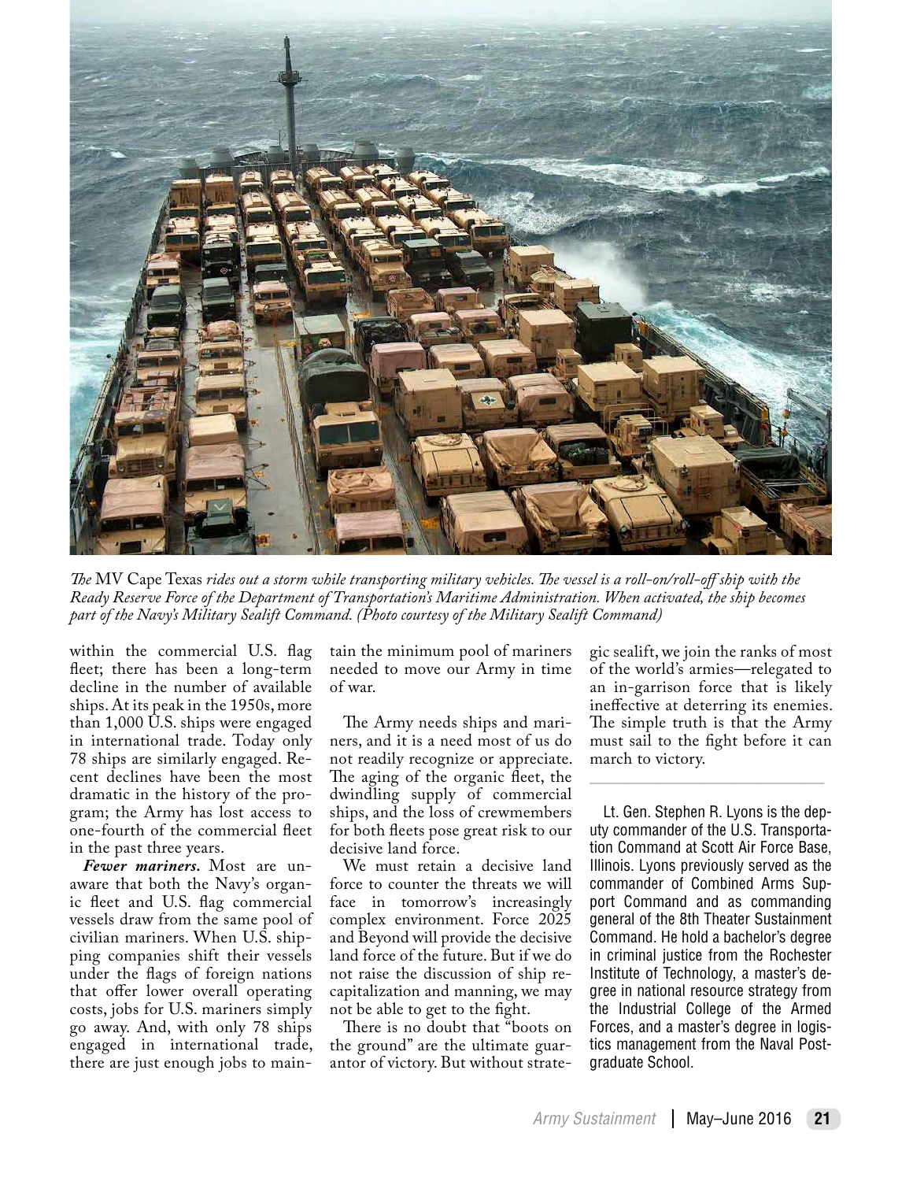*The* MV Cape Texas *rides out a storm while transporting military vehicles. The vessel is a roll-on/roll-off ship with the Ready Reserve Force of the Department of Transportation's Maritime Administration. When activated, the ship becomes part of the Navy's Military Sealift Command. (Photo courtesy of the Military Sealift Command)*

within the commercial U.S. flag fleet; there has been a long-term decline in the number of available ships. At its peak in the 1950s, more than 1,000 U.S. ships were engaged in international trade. Today only 78 ships are similarly engaged. Recent declines have been the most dramatic in the history of the program; the Army has lost access to one-fourth of the commercial fleet in the past three years.

***Fewer mariners.*** Most are unaware that both the Navy's organic fleet and U.S. flag commercial vessels draw from the same pool of civilian mariners. When U.S. shipping companies shift their vessels under the flags of foreign nations that offer lower overall operating costs, jobs for U.S. mariners simply go away. And, with only 78 ships engaged in international trade, there are just enough jobs to maintain the minimum pool of mariners needed to move our Army in time of war.

The Army needs ships and mariners, and it is a need most of us do not readily recognize or appreciate. The aging of the organic fleet, the dwindling supply of commercial ships, and the loss of crewmembers for both fleets pose great risk to our decisive land force.

We must retain a decisive land force to counter the threats we will face in tomorrow's increasingly complex environment. Force 2025 and Beyond will provide the decisive land force of the future. But if we do not raise the discussion of ship recapitalization and manning, we may not be able to get to the fight.

There is no doubt that "boots on the ground" are the ultimate guarantor of victory. But without strategic sealift, we join the ranks of most of the world's armies—relegated to an in-garrison force that is likely ineffective at deterring its enemies. The simple truth is that the Army must sail to the fight before it can march to victory.

---

Lt. Gen. Stephen R. Lyons is the deputy commander of the U.S. Transportation Command at Scott Air Force Base, Illinois. Lyons previously served as the commander of Combined Arms Support Command and as commanding general of the 8th Theater Sustainment Command. He hold a bachelor's degree in criminal justice from the Rochester Institute of Technology, a master's degree in national resource strategy from the Industrial College of the Armed Forces, and a master's degree in logistics management from the Naval Postgraduate School.